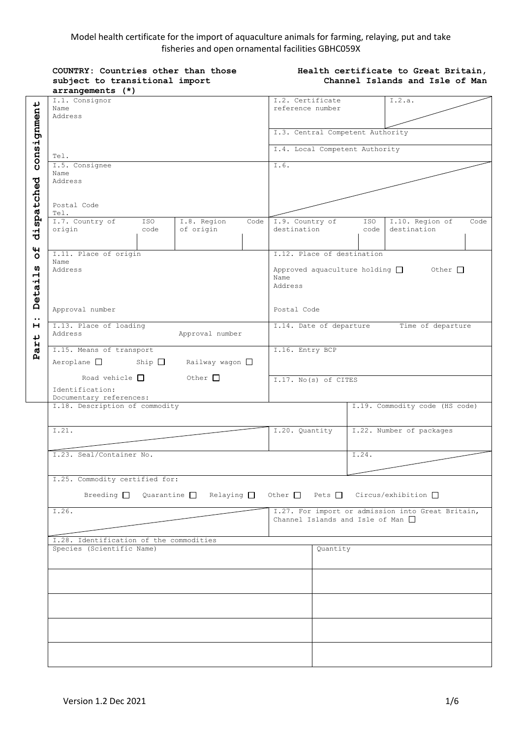# Model health certificate for the import of aquaculture animals for farming, relaying, put and take fisheries and open ornamental facilities GBHC059X

**COUNTRY: Countries other than those subject to transitional import arrangements (*)**

**Health certificate to Great Britain, Channel Islands and Isle of Man**

**Part I: Details of dispatched consignment**

| | | | |
|---|---|---|---|
| I.1. Consignor<br>Name<br>Address<br><br>Tel. | | I.2. Certificate reference number | I.2.a. |
| | | I.3. Central Competent Authority | |
| | | I.4. Local Competent Authority | |
| I.5. Consignee<br>Name<br>Address<br><br>Postal Code<br>Tel. | | I.6. | |
| I.7. Country of origin / ISO code | I.8. Region of origin / Code | I.9. Country of destination / ISO code | I.10. Region of destination / Code |
| I.11. Place of origin<br>Name<br>Address<br><br>Approval number | | I.12. Place of destination<br>Approved aquaculture holding ☐ Other ☐<br>Name<br>Address<br><br>Postal Code | |
| I.13. Place of loading<br>Address Approval number | | I.14. Date of departure Time of departure | |
| I.15. Means of transport<br>Aeroplane ☐ Ship ☐ Railway wagon ☐<br>Road vehicle ☐ Other ☐<br>Identification:<br>Documentary references: | | I.16. Entry BCP | |
| | | I.17. No(s) of CITES | |
| I.18. Description of commodity | | | I.19. Commodity code (HS code) |
| I.21. | | I.20. Quantity | I.22. Number of packages |
| I.23. Seal/Container No. | | | I.24. |
| I.25. Commodity certified for:<br>Breeding ☐ Quarantine ☐ Relaying ☐ Other ☐ Pets ☐ Circus/exhibition ☐ | | | |
| I.26. | | I.27. For import or admission into Great Britain, Channel Islands and Isle of Man ☐ | |

I.28. Identification of the commodities

| Species (Scientific Name) | Quantity |
|---|---|
| | |
| | |
| | |
| | |
| | |

Version 1.2 Dec 2021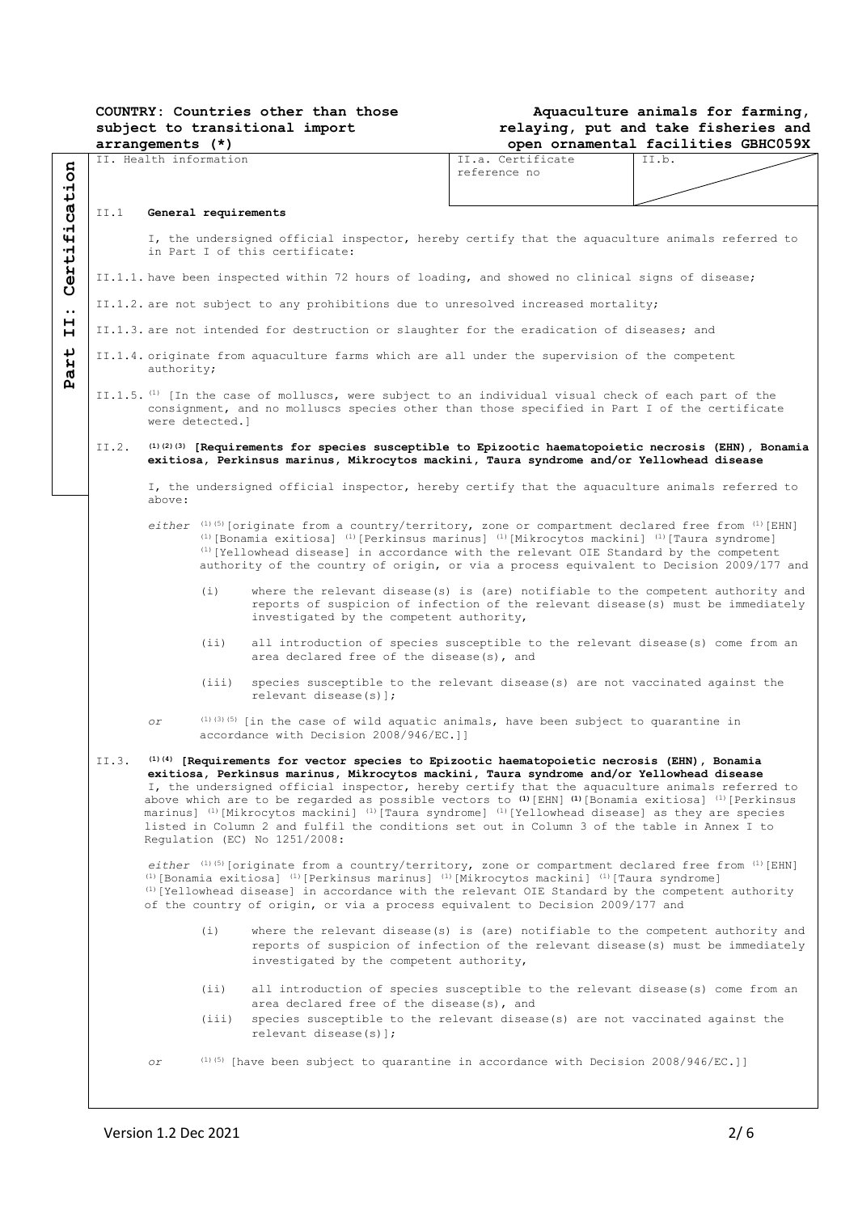COUNTRY: Countries other than those subject to transitional import arrangements (*)

Aquaculture animals for farming, relaying, put and take fisheries and open ornamental facilities GBHC059X

Part II: Certification

| II. Health information | II.a. Certificate reference no | II.b. |
| --- | --- | --- |

II.1 **General requirements**

I, the undersigned official inspector, hereby certify that the aquaculture animals referred to in Part I of this certificate:

II.1.1. have been inspected within 72 hours of loading, and showed no clinical signs of disease;

II.1.2. are not subject to any prohibitions due to unresolved increased mortality;

II.1.3. are not intended for destruction or slaughter for the eradication of diseases; and

II.1.4. originate from aquaculture farms which are all under the supervision of the competent authority;

II.1.5. [(1)] [In the case of molluscs, were subject to an individual visual check of each part of the consignment, and no molluscs species other than those specified in Part I of the certificate were detected.]

II.2. **[(1)(2)(3)] [Requirements for species susceptible to Epizootic haematopoietic necrosis (EHN), Bonamia exitiosa, Perkinsus marinus, Mikrocytos mackini, Taura syndrome and/or Yellowhead disease**

I, the undersigned official inspector, hereby certify that the aquaculture animals referred to above:

*either* [(1)(5)][originate from a country/territory, zone or compartment declared free from [(1)][EHN] [(1)][Bonamia exitiosa] [(1)][Perkinsus marinus] [(1)][Mikrocytos mackini] [(1)][Taura syndrome] [(1)][Yellowhead disease] in accordance with the relevant OIE Standard by the competent authority of the country of origin, or via a process equivalent to Decision 2009/177 and

(i) where the relevant disease(s) is (are) notifiable to the competent authority and reports of suspicion of infection of the relevant disease(s) must be immediately investigated by the competent authority,

(ii) all introduction of species susceptible to the relevant disease(s) come from an area declared free of the disease(s), and

(iii) species susceptible to the relevant disease(s) are not vaccinated against the relevant disease(s)];

*or* [(1)(3)(5)] [in the case of wild aquatic animals, have been subject to quarantine in accordance with Decision 2008/946/EC.]]

II.3. **[(1)(4)] [Requirements for vector species to Epizootic haematopoietic necrosis (EHN), Bonamia exitiosa, Perkinsus marinus, Mikrocytos mackini, Taura syndrome and/or Yellowhead disease**

I, the undersigned official inspector, hereby certify that the aquaculture animals referred to above which are to be regarded as possible vectors to **[(1)]**[EHN] **[(1)]**[Bonamia exitiosa] [(1)][Perkinsus marinus] [(1)][Mikrocytos mackini] [(1)][Taura syndrome] [(1)][Yellowhead disease] as they are species listed in Column 2 and fulfil the conditions set out in Column 3 of the table in Annex I to Regulation (EC) No 1251/2008:

*either* [(1)(5)][originate from a country/territory, zone or compartment declared free from [(1)][EHN] [(1)][Bonamia exitiosa] [(1)][Perkinsus marinus] [(1)][Mikrocytos mackini] [(1)][Taura syndrome] [(1)][Yellowhead disease] in accordance with the relevant OIE Standard by the competent authority of the country of origin, or via a process equivalent to Decision 2009/177 and

(i) where the relevant disease(s) is (are) notifiable to the competent authority and reports of suspicion of infection of the relevant disease(s) must be immediately investigated by the competent authority,

(ii) all introduction of species susceptible to the relevant disease(s) come from an area declared free of the disease(s), and

(iii) species susceptible to the relevant disease(s) are not vaccinated against the relevant disease(s)];

*or* [(1)(5)] [have been subject to quarantine in accordance with Decision 2008/946/EC.]]

Version 1.2 Dec 2021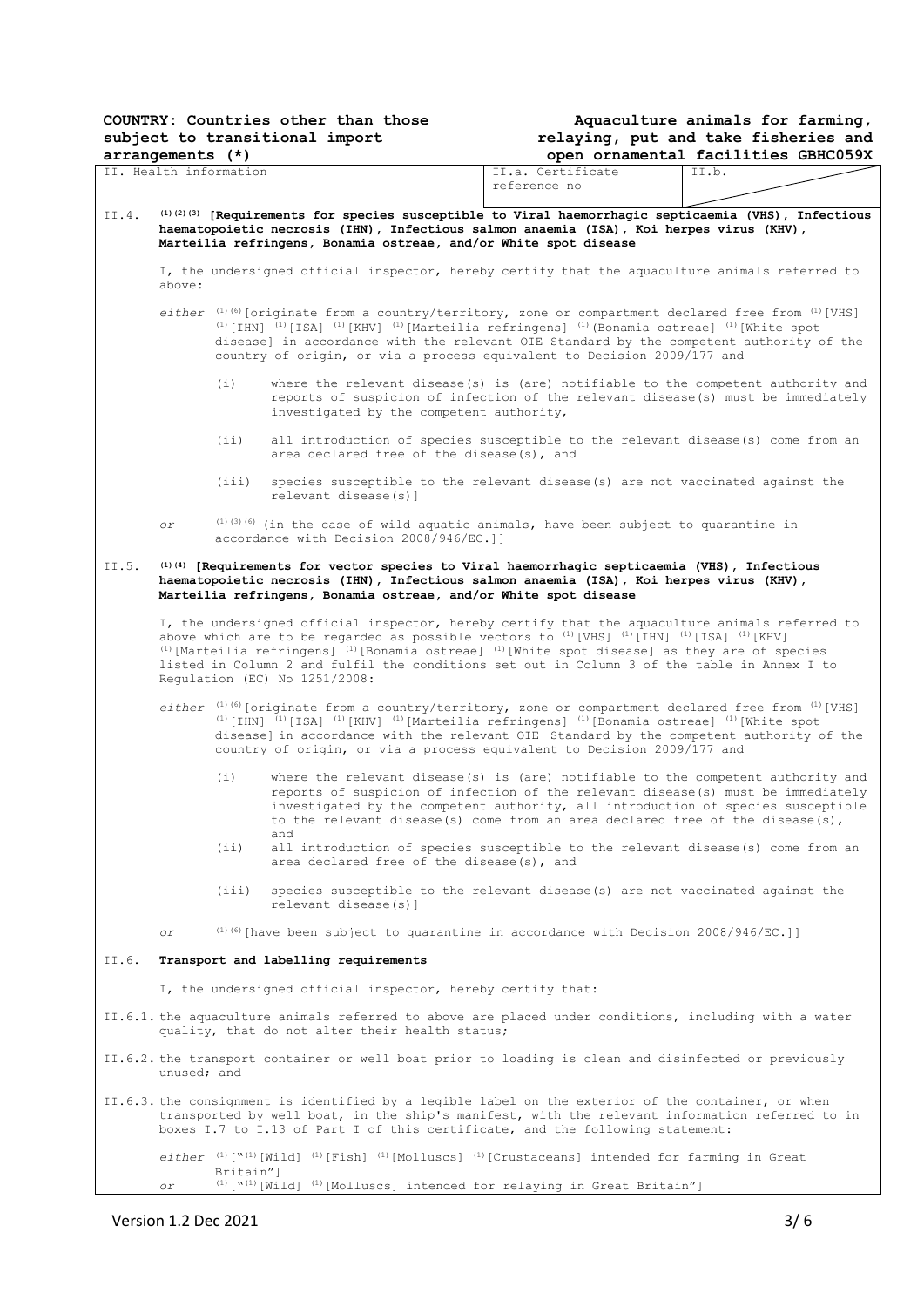COUNTRY: Countries other than those subject to transitional import arrangements (*)

Aquaculture animals for farming, relaying, put and take fisheries and open ornamental facilities GBHC059X

| II. Health information | II.a. Certificate reference no | II.b. |
|---|---|---|

II.4. [(1)(2)(3)] **[Requirements for species susceptible to Viral haemorrhagic septicaemia (VHS), Infectious haematopoietic necrosis (IHN), Infectious salmon anaemia (ISA), Koi herpes virus (KHV), Marteilia refringens, Bonamia ostreae, and/or White spot disease**

I, the undersigned official inspector, hereby certify that the aquaculture animals referred to above:

*either* [(1)(6)][originate from a country/territory, zone or compartment declared free from [(1)][VHS] [(1)][IHN] [(1)][ISA] [(1)][KHV] [(1)][Marteilia refringens] [(1)](Bonamia ostreae] [(1)][White spot disease] in accordance with the relevant OIE Standard by the competent authority of the country of origin, or via a process equivalent to Decision 2009/177 and

(i) where the relevant disease(s) is (are) notifiable to the competent authority and reports of suspicion of infection of the relevant disease(s) must be immediately investigated by the competent authority,

(ii) all introduction of species susceptible to the relevant disease(s) come from an area declared free of the disease(s), and

(iii) species susceptible to the relevant disease(s) are not vaccinated against the relevant disease(s)]

*or* [(1)(3)(6)] (in the case of wild aquatic animals, have been subject to quarantine in accordance with Decision 2008/946/EC.]]

II.5. [(1)(4)] **[Requirements for vector species to Viral haemorrhagic septicaemia (VHS), Infectious haematopoietic necrosis (IHN), Infectious salmon anaemia (ISA), Koi herpes virus (KHV), Marteilia refringens, Bonamia ostreae, and/or White spot disease**

I, the undersigned official inspector, hereby certify that the aquaculture animals referred to above which are to be regarded as possible vectors to [(1)][VHS] [(1)][IHN] [(1)][ISA] [(1)][KHV] [(1)][Marteilia refringens] [(1)][Bonamia ostreae] [(1)][White spot disease] as they are of species listed in Column 2 and fulfil the conditions set out in Column 3 of the table in Annex I to Regulation (EC) No 1251/2008:

*either* [(1)(6)][originate from a country/territory, zone or compartment declared free from [(1)][VHS] [(1)][IHN] [(1)][ISA] [(1)][KHV] [(1)][Marteilia refringens] [(1)][Bonamia ostreae] [(1)][White spot disease] in accordance with the relevant OIE Standard by the competent authority of the country of origin, or via a process equivalent to Decision 2009/177 and

(i) where the relevant disease(s) is (are) notifiable to the competent authority and reports of suspicion of infection of the relevant disease(s) must be immediately investigated by the competent authority, all introduction of species susceptible to the relevant disease(s) come from an area declared free of the disease(s), and

(ii) all introduction of species susceptible to the relevant disease(s) come from an area declared free of the disease(s), and

(iii) species susceptible to the relevant disease(s) are not vaccinated against the relevant disease(s)]

*or* [(1)(6)][have been subject to quarantine in accordance with Decision 2008/946/EC.]]

II.6. **Transport and labelling requirements**

I, the undersigned official inspector, hereby certify that:

II.6.1. the aquaculture animals referred to above are placed under conditions, including with a water quality, that do not alter their health status;

II.6.2. the transport container or well boat prior to loading is clean and disinfected or previously unused; and

II.6.3. the consignment is identified by a legible label on the exterior of the container, or when transported by well boat, in the ship's manifest, with the relevant information referred to in boxes I.7 to I.13 of Part I of this certificate, and the following statement:

*either* [(1)]["[(1)][Wild] [(1)][Fish] [(1)][Molluscs] [(1)][Crustaceans] intended for farming in Great Britain"]

*or* [(1)]["[(1)][Wild] [(1)][Molluscs] intended for relaying in Great Britain"]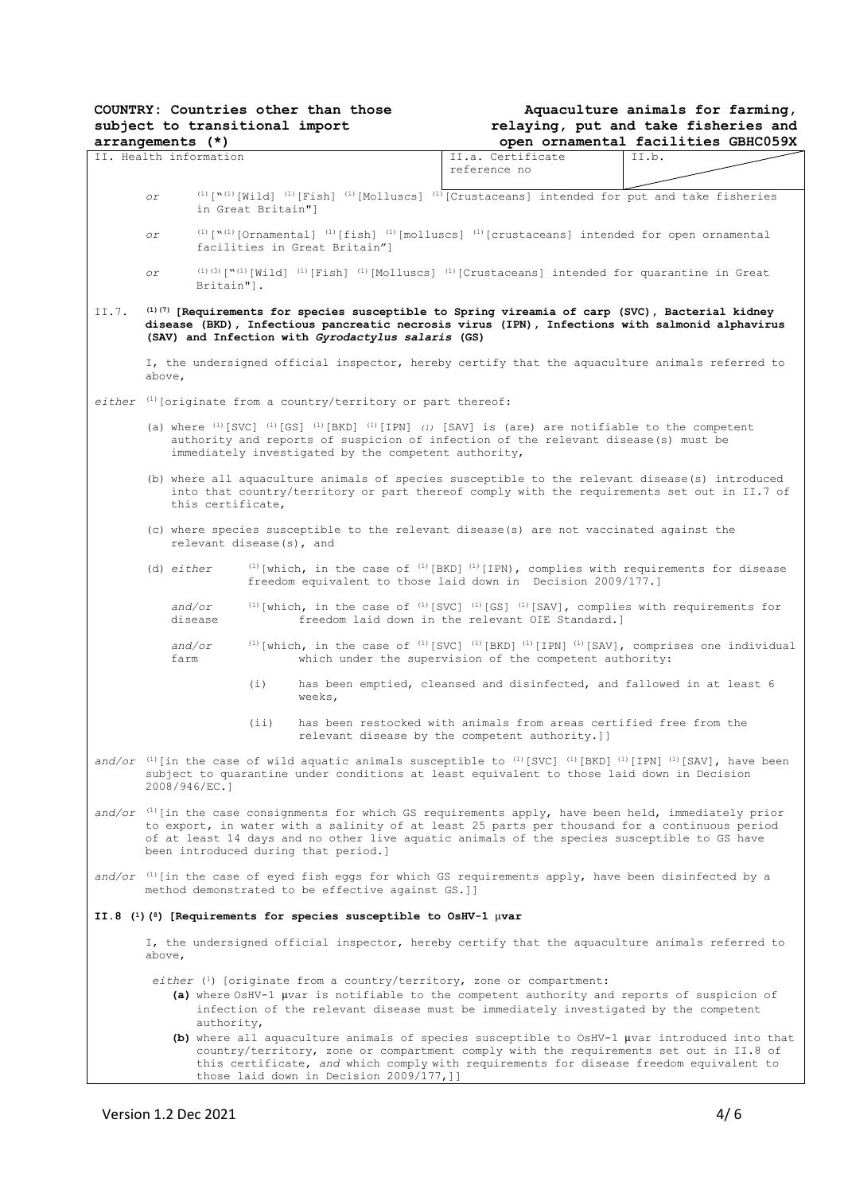**COUNTRY: Countries other than those subject to transitional import arrangements (*)**

**Aquaculture animals for farming, relaying, put and take fisheries and open ornamental facilities GBHC059X**

| II. Health information | II.a. Certificate reference no | II.b. |
|---|---|---|

*or* [(1)]["[(1)][Wild] [(1)][Fish] [(1)][Molluscs] [(1)][Crustaceans] intended for put and take fisheries in Great Britain"]

*or* [(1)]["[(1)][Ornamental] [(1)][fish] [(1)][molluscs] [(1)][crustaceans] intended for open ornamental facilities in Great Britain"]

*or* [(1)(3)]["[(1)][Wild] [(1)][Fish] [(1)][Molluscs] [(1)][Crustaceans] intended for quarantine in Great Britain"].

II.7. **[(1)(7)] [Requirements for species susceptible to Spring vireamia of carp (SVC), Bacterial kidney disease (BKD), Infectious pancreatic necrosis virus (IPN), Infections with salmonid alphavirus (SAV) and Infection with *Gyrodactylus salaris* (GS)**

I, the undersigned official inspector, hereby certify that the aquaculture animals referred to above,

*either* [(1)][originate from a country/territory or part thereof:

(a) where [(1)][SVC] [(1)][GS] [(1)][BKD] [(1)][IPN] *(1)* [SAV] is (are) are notifiable to the competent authority and reports of suspicion of infection of the relevant disease(s) must be immediately investigated by the competent authority,

(b) where all aquaculture animals of species susceptible to the relevant disease(s) introduced into that country/territory or part thereof comply with the requirements set out in II.7 of this certificate,

(c) where species susceptible to the relevant disease(s) are not vaccinated against the relevant disease(s), and

(d) *either* [(1)][which, in the case of [(1)][BKD] [(1)][IPN), complies with requirements for disease freedom equivalent to those laid down in Decision 2009/177.]

*and/or* [(1)][which, in the case of [(1)][SVC] [(1)][GS] [(1)][SAV], complies with requirements for disease freedom laid down in the relevant OIE Standard.]

*and/or* [(1)][which, in the case of [(1)][SVC] [(1)][BKD] [(1)][IPN] [(1)][SAV], comprises one individual farm which under the supervision of the competent authority:

(i) has been emptied, cleansed and disinfected, and fallowed in at least 6 weeks,

(ii) has been restocked with animals from areas certified free from the relevant disease by the competent authority.]]

*and/or* [(1)][in the case of wild aquatic animals susceptible to [(1)][SVC] [(1)][BKD] [(1)][IPN] [(1)][SAV], have been subject to quarantine under conditions at least equivalent to those laid down in Decision 2008/946/EC.]

*and/or* [(1)][in the case consignments for which GS requirements apply, have been held, immediately prior to export, in water with a salinity of at least 25 parts per thousand for a continuous period of at least 14 days and no other live aquatic animals of the species susceptible to GS have been introduced during that period.]

*and/or* [(1)][in the case of eyed fish eggs for which GS requirements apply, have been disinfected by a method demonstrated to be effective against GS.]]

**II.8 [(1)(8)] [Requirements for species susceptible to OsHV-1 μvar**

I, the undersigned official inspector, hereby certify that the aquaculture animals referred to above,

*either* [(1)] [originate from a country/territory, zone or compartment:

**(a)** where OsHV-1 μvar is notifiable to the competent authority and reports of suspicion of infection of the relevant disease must be immediately investigated by the competent authority,

**(b)** where all aquaculture animals of species susceptible to OsHV-1 μvar introduced into that country/territory, zone or compartment comply with the requirements set out in II.8 of this certificate, *and* which comply with requirements for disease freedom equivalent to those laid down in Decision 2009/177,]]

Version 1.2 Dec 2021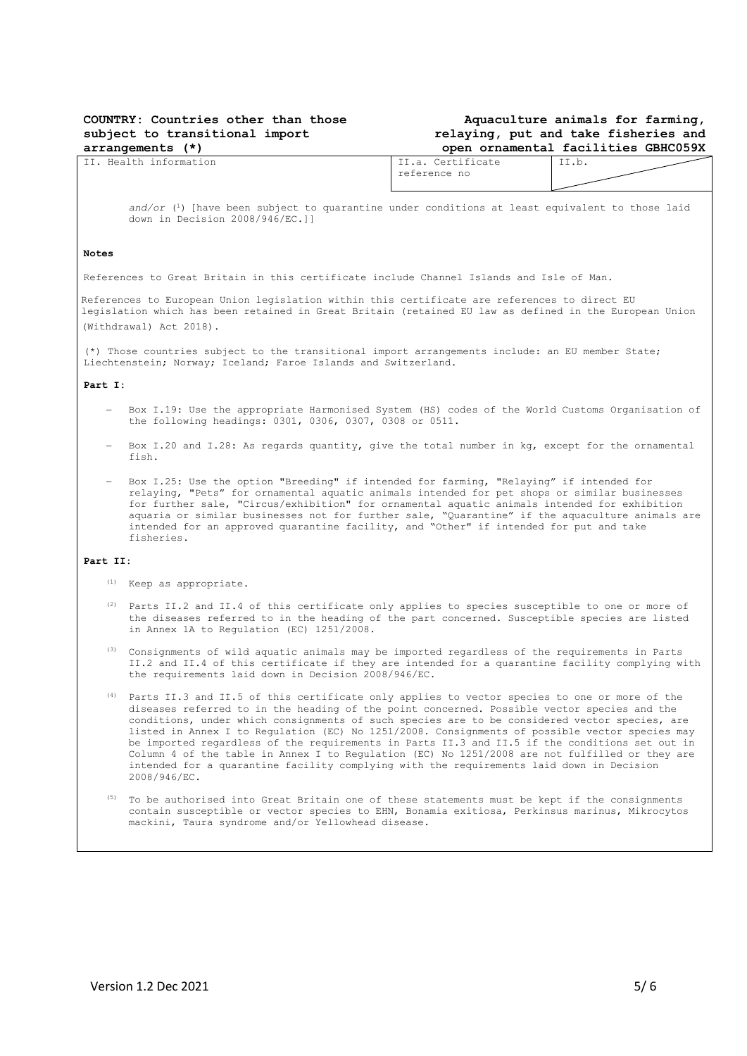**COUNTRY: Countries other than those subject to transitional import arrangements (*)**

**Aquaculture animals for farming, relaying, put and take fisheries and open ornamental facilities GBHC059X**

| II. Health information | II.a. Certificate reference no | II.b. |
|---|---|---|

*and/or* [1] [have been subject to quarantine under conditions at least equivalent to those laid down in Decision 2008/946/EC.]]

**Notes**

References to Great Britain in this certificate include Channel Islands and Isle of Man.

References to European Union legislation within this certificate are references to direct EU legislation which has been retained in Great Britain (retained EU law as defined in the European Union (Withdrawal) Act 2018).

(*) Those countries subject to the transitional import arrangements include: an EU member State; Liechtenstein; Norway; Iceland; Faroe Islands and Switzerland.

**Part I:**

- Box I.19: Use the appropriate Harmonised System (HS) codes of the World Customs Organisation of the following headings: 0301, 0306, 0307, 0308 or 0511.
- Box I.20 and I.28: As regards quantity, give the total number in kg, except for the ornamental fish.
- Box I.25: Use the option "Breeding" if intended for farming, "Relaying" if intended for relaying, "Pets" for ornamental aquatic animals intended for pet shops or similar businesses for further sale, "Circus/exhibition" for ornamental aquatic animals intended for exhibition aquaria or similar businesses not for further sale, "Quarantine" if the aquaculture animals are intended for an approved quarantine facility, and "Other" if intended for put and take fisheries.

**Part II:**

(1) Keep as appropriate.

(2) Parts II.2 and II.4 of this certificate only applies to species susceptible to one or more of the diseases referred to in the heading of the part concerned. Susceptible species are listed in Annex 1A to Regulation (EC) 1251/2008.

(3) Consignments of wild aquatic animals may be imported regardless of the requirements in Parts II.2 and II.4 of this certificate if they are intended for a quarantine facility complying with the requirements laid down in Decision 2008/946/EC.

(4) Parts II.3 and II.5 of this certificate only applies to vector species to one or more of the diseases referred to in the heading of the point concerned. Possible vector species and the conditions, under which consignments of such species are to be considered vector species, are listed in Annex I to Regulation (EC) No 1251/2008. Consignments of possible vector species may be imported regardless of the requirements in Parts II.3 and II.5 if the conditions set out in Column 4 of the table in Annex I to Regulation (EC) No 1251/2008 are not fulfilled or they are intended for a quarantine facility complying with the requirements laid down in Decision 2008/946/EC.

(5) To be authorised into Great Britain one of these statements must be kept if the consignments contain susceptible or vector species to EHN, Bonamia exitiosa, Perkinsus marinus, Mikrocytos mackini, Taura syndrome and/or Yellowhead disease.

Version 1.2 Dec 2021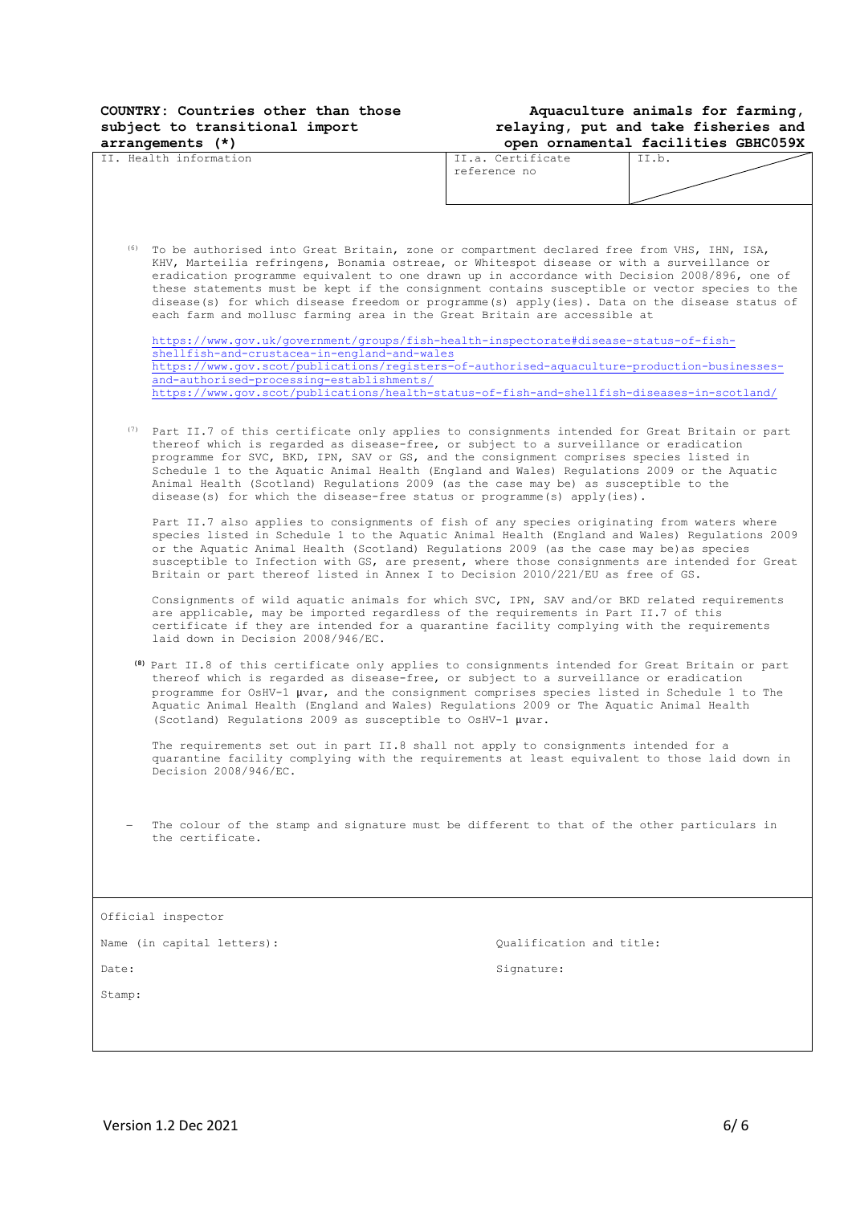**COUNTRY: Countries other than those subject to transitional import arrangements (*)**

**Aquaculture animals for farming, relaying, put and take fisheries and open ornamental facilities GBHC059X**

| II. Health information | II.a. Certificate reference no | II.b. |
|---|---|---|

(6) To be authorised into Great Britain, zone or compartment declared free from VHS, IHN, ISA, KHV, Marteilia refringens, Bonamia ostreae, or Whitespot disease or with a surveillance or eradication programme equivalent to one drawn up in accordance with Decision 2008/896, one of these statements must be kept if the consignment contains susceptible or vector species to the disease(s) for which disease freedom or programme(s) apply(ies). Data on the disease status of each farm and mollusc farming area in the Great Britain are accessible at

https://www.gov.uk/government/groups/fish-health-inspectorate#disease-status-of-fish-shellfish-and-crustacea-in-england-and-wales
https://www.gov.scot/publications/registers-of-authorised-aquaculture-production-businesses-and-authorised-processing-establishments/
https://www.gov.scot/publications/health-status-of-fish-and-shellfish-diseases-in-scotland/

(7) Part II.7 of this certificate only applies to consignments intended for Great Britain or part thereof which is regarded as disease-free, or subject to a surveillance or eradication programme for SVC, BKD, IPN, SAV or GS, and the consignment comprises species listed in Schedule 1 to the Aquatic Animal Health (England and Wales) Regulations 2009 or the Aquatic Animal Health (Scotland) Regulations 2009 (as the case may be) as susceptible to the disease(s) for which the disease-free status or programme(s) apply(ies).

Part II.7 also applies to consignments of fish of any species originating from waters where species listed in Schedule 1 to the Aquatic Animal Health (England and Wales) Regulations 2009 or the Aquatic Animal Health (Scotland) Regulations 2009 (as the case may be)as species susceptible to Infection with GS, are present, where those consignments are intended for Great Britain or part thereof listed in Annex I to Decision 2010/221/EU as free of GS.

Consignments of wild aquatic animals for which SVC, IPN, SAV and/or BKD related requirements are applicable, may be imported regardless of the requirements in Part II.7 of this certificate if they are intended for a quarantine facility complying with the requirements laid down in Decision 2008/946/EC.

**(8)** Part II.8 of this certificate only applies to consignments intended for Great Britain or part thereof which is regarded as disease-free, or subject to a surveillance or eradication programme for OsHV-1 μvar, and the consignment comprises species listed in Schedule 1 to The Aquatic Animal Health (England and Wales) Regulations 2009 or The Aquatic Animal Health (Scotland) Regulations 2009 as susceptible to OsHV-1 μvar.

The requirements set out in part II.8 shall not apply to consignments intended for a quarantine facility complying with the requirements at least equivalent to those laid down in Decision 2008/946/EC.

– The colour of the stamp and signature must be different to that of the other particulars in the certificate.

Official inspector

Name (in capital letters):

Qualification and title:

Date:

Signature:

Stamp: